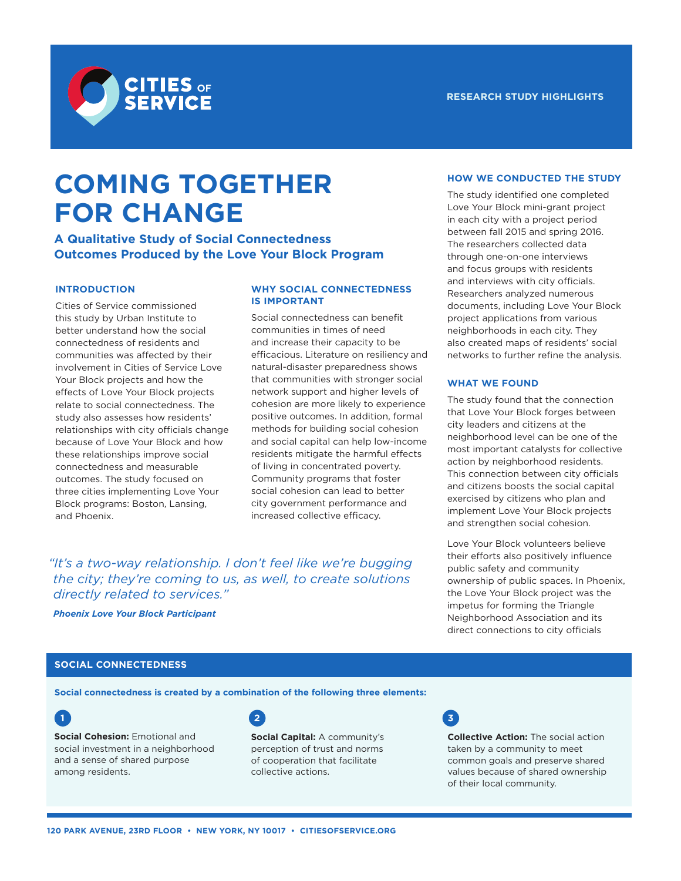CITIES OF SERVICE

RESEARCH STUDY HIGHLIGHTS

# COMING TOGETHER FOR CHANGE

## A Qualitative Study of Social Connectedness Outcomes Produced by the Love Your Block Program

### INTRODUCTION

Cities of Service commissioned this study by Urban Institute to better understand how the social connectedness of residents and communities was affected by their involvement in Cities of Service Love Your Block projects and how the effects of Love Your Block projects relate to social connectedness. The study also assesses how residents' relationships with city officials change because of Love Your Block and how these relationships improve social connectedness and measurable outcomes. The study focused on three cities implementing Love Your Block programs: Boston, Lansing, and Phoenix.

### WHY SOCIAL CONNECTEDNESS IS IMPORTANT

Social connectedness can benefit communities in times of need and increase their capacity to be efficacious. Literature on resiliency and natural-disaster preparedness shows that communities with stronger social network support and higher levels of cohesion are more likely to experience positive outcomes. In addition, formal methods for building social cohesion and social capital can help low-income residents mitigate the harmful effects of living in concentrated poverty. Community programs that foster social cohesion can lead to better city government performance and increased collective efficacy.

*"It's a two-way relationship. I don't feel like we're bugging the city; they're coming to us, as well, to create solutions directly related to services."*

***Phoenix Love Your Block Participant***

### HOW WE CONDUCTED THE STUDY

The study identified one completed Love Your Block mini-grant project in each city with a project period between fall 2015 and spring 2016. The researchers collected data through one-on-one interviews and focus groups with residents and interviews with city officials. Researchers analyzed numerous documents, including Love Your Block project applications from various neighborhoods in each city. They also created maps of residents' social networks to further refine the analysis.

### WHAT WE FOUND

The study found that the connection that Love Your Block forges between city leaders and citizens at the neighborhood level can be one of the most important catalysts for collective action by neighborhood residents. This connection between city officials and citizens boosts the social capital exercised by citizens who plan and implement Love Your Block projects and strengthen social cohesion.

Love Your Block volunteers believe their efforts also positively influence public safety and community ownership of public spaces. In Phoenix, the Love Your Block project was the impetus for forming the Triangle Neighborhood Association and its direct connections to city officials

### SOCIAL CONNECTEDNESS

**Social connectedness is created by a combination of the following three elements:**

1. **Social Cohesion:** Emotional and social investment in a neighborhood and a sense of shared purpose among residents.
2. **Social Capital:** A community's perception of trust and norms of cooperation that facilitate collective actions.
3. **Collective Action:** The social action taken by a community to meet common goals and preserve shared values because of shared ownership of their local community.

120 PARK AVENUE, 23RD FLOOR • NEW YORK, NY 10017 • CITIESOFSERVICE.ORG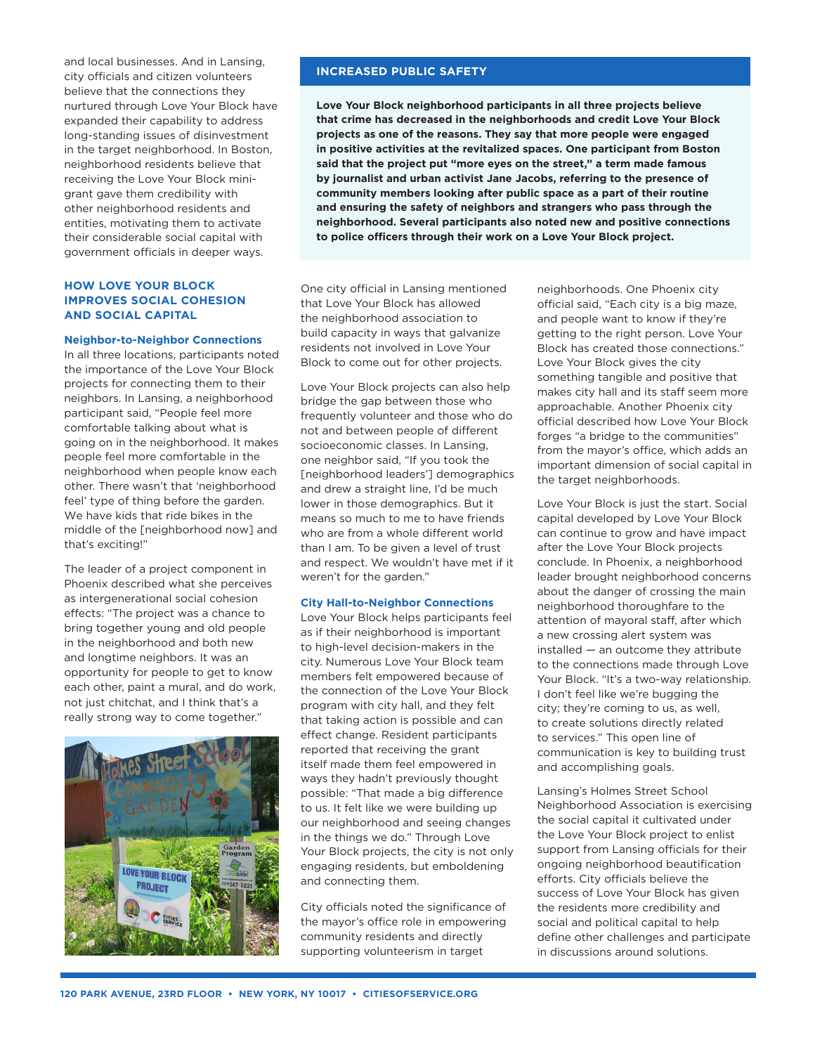and local businesses. And in Lansing, city officials and citizen volunteers believe that the connections they nurtured through Love Your Block have expanded their capability to address long-standing issues of disinvestment in the target neighborhood. In Boston, neighborhood residents believe that receiving the Love Your Block mini-grant gave them credibility with other neighborhood residents and entities, motivating them to activate their considerable social capital with government officials in deeper ways.

## INCREASED PUBLIC SAFETY

**Love Your Block neighborhood participants in all three projects believe that crime has decreased in the neighborhoods and credit Love Your Block projects as one of the reasons. They say that more people were engaged in positive activities at the revitalized spaces. One participant from Boston said that the project put "more eyes on the street," a term made famous by journalist and urban activist Jane Jacobs, referring to the presence of community members looking after public space as a part of their routine and ensuring the safety of neighbors and strangers who pass through the neighborhood. Several participants also noted new and positive connections to police officers through their work on a Love Your Block project.**

## HOW LOVE YOUR BLOCK IMPROVES SOCIAL COHESION AND SOCIAL CAPITAL

### Neighbor-to-Neighbor Connections

In all three locations, participants noted the importance of the Love Your Block projects for connecting them to their neighbors. In Lansing, a neighborhood participant said, "People feel more comfortable talking about what is going on in the neighborhood. It makes people feel more comfortable in the neighborhood when people know each other. There wasn't that 'neighborhood feel' type of thing before the garden. We have kids that ride bikes in the middle of the [neighborhood now] and that's exciting!"

The leader of a project component in Phoenix described what she perceives as intergenerational social cohesion effects: "The project was a chance to bring together young and old people in the neighborhood and both new and longtime neighbors. It was an opportunity for people to get to know each other, paint a mural, and do work, not just chitchat, and I think that's a really strong way to come together."

One city official in Lansing mentioned that Love Your Block has allowed the neighborhood association to build capacity in ways that galvanize residents not involved in Love Your Block to come out for other projects.

Love Your Block projects can also help bridge the gap between those who frequently volunteer and those who do not and between people of different socioeconomic classes. In Lansing, one neighbor said, "If you took the [neighborhood leaders'] demographics and drew a straight line, I'd be much lower in those demographics. But it means so much to me to have friends who are from a whole different world than I am. To be given a level of trust and respect. We wouldn't have met if it weren't for the garden."

### City Hall-to-Neighbor Connections

Love Your Block helps participants feel as if their neighborhood is important to high-level decision-makers in the city. Numerous Love Your Block team members felt empowered because of the connection of the Love Your Block program with city hall, and they felt that taking action is possible and can effect change. Resident participants reported that receiving the grant itself made them feel empowered in ways they hadn't previously thought possible: "That made a big difference to us. It felt like we were building up our neighborhood and seeing changes in the things we do." Through Love Your Block projects, the city is not only engaging residents, but emboldening and connecting them.

City officials noted the significance of the mayor's office role in empowering community residents and directly supporting volunteerism in target neighborhoods. One Phoenix city official said, "Each city is a big maze, and people want to know if they're getting to the right person. Love Your Block has created those connections." Love Your Block gives the city something tangible and positive that makes city hall and its staff seem more approachable. Another Phoenix city official described how Love Your Block forges "a bridge to the communities" from the mayor's office, which adds an important dimension of social capital in the target neighborhoods.

Love Your Block is just the start. Social capital developed by Love Your Block can continue to grow and have impact after the Love Your Block projects conclude. In Phoenix, a neighborhood leader brought neighborhood concerns about the danger of crossing the main neighborhood thoroughfare to the attention of mayoral staff, after which a new crossing alert system was installed — an outcome they attribute to the connections made through Love Your Block. "It's a two-way relationship. I don't feel like we're bugging the city; they're coming to us, as well, to create solutions directly related to services." This open line of communication is key to building trust and accomplishing goals.

Lansing's Holmes Street School Neighborhood Association is exercising the social capital it cultivated under the Love Your Block project to enlist support from Lansing officials for their ongoing neighborhood beautification efforts. City officials believe the success of Love Your Block has given the residents more credibility and social and political capital to help define other challenges and participate in discussions around solutions.

120 PARK AVENUE, 23RD FLOOR • NEW YORK, NY 10017 • CITIESOFSERVICE.ORG